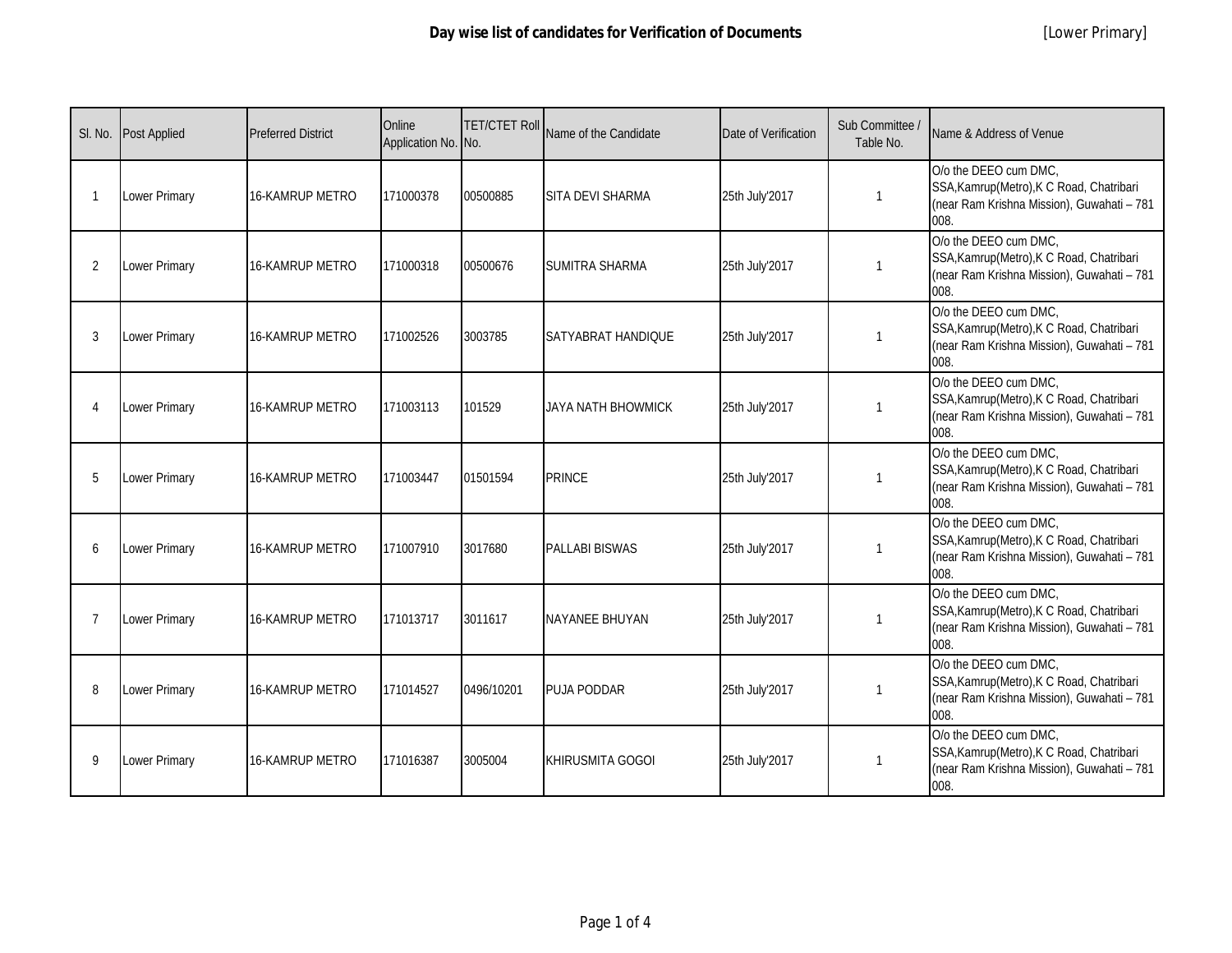# Day wise list of candidates for Verification of Documents

[Lower Primary]

| Sl. No. | Post Applied | Preferred District | Online Application No. | TET/CTET Roll No. | Name of the Candidate | Date of Verification | Sub Committee / Table No. | Name & Address of Venue |
|---|---|---|---|---|---|---|---|---|
| 1 | Lower Primary | 16-KAMRUP METRO | 171000378 | 00500885 | SITA DEVI SHARMA | 25th July'2017 | 1 | O/o the DEEO cum DMC, SSA,Kamrup(Metro),K C Road, Chatribari (near Ram Krishna Mission), Guwahati – 781 008. |
| 2 | Lower Primary | 16-KAMRUP METRO | 171000318 | 00500676 | SUMITRA SHARMA | 25th July'2017 | 1 | O/o the DEEO cum DMC, SSA,Kamrup(Metro),K C Road, Chatribari (near Ram Krishna Mission), Guwahati – 781 008. |
| 3 | Lower Primary | 16-KAMRUP METRO | 171002526 | 3003785 | SATYABRAT HANDIQUE | 25th July'2017 | 1 | O/o the DEEO cum DMC, SSA,Kamrup(Metro),K C Road, Chatribari (near Ram Krishna Mission), Guwahati – 781 008. |
| 4 | Lower Primary | 16-KAMRUP METRO | 171003113 | 101529 | JAYA NATH BHOWMICK | 25th July'2017 | 1 | O/o the DEEO cum DMC, SSA,Kamrup(Metro),K C Road, Chatribari (near Ram Krishna Mission), Guwahati – 781 008. |
| 5 | Lower Primary | 16-KAMRUP METRO | 171003447 | 01501594 | PRINCE | 25th July'2017 | 1 | O/o the DEEO cum DMC, SSA,Kamrup(Metro),K C Road, Chatribari (near Ram Krishna Mission), Guwahati – 781 008. |
| 6 | Lower Primary | 16-KAMRUP METRO | 171007910 | 3017680 | PALLABI BISWAS | 25th July'2017 | 1 | O/o the DEEO cum DMC, SSA,Kamrup(Metro),K C Road, Chatribari (near Ram Krishna Mission), Guwahati – 781 008. |
| 7 | Lower Primary | 16-KAMRUP METRO | 171013717 | 3011617 | NAYANEE BHUYAN | 25th July'2017 | 1 | O/o the DEEO cum DMC, SSA,Kamrup(Metro),K C Road, Chatribari (near Ram Krishna Mission), Guwahati – 781 008. |
| 8 | Lower Primary | 16-KAMRUP METRO | 171014527 | 0496/10201 | PUJA PODDAR | 25th July'2017 | 1 | O/o the DEEO cum DMC, SSA,Kamrup(Metro),K C Road, Chatribari (near Ram Krishna Mission), Guwahati – 781 008. |
| 9 | Lower Primary | 16-KAMRUP METRO | 171016387 | 3005004 | KHIRUSMITA GOGOI | 25th July'2017 | 1 | O/o the DEEO cum DMC, SSA,Kamrup(Metro),K C Road, Chatribari (near Ram Krishna Mission), Guwahati – 781 008. |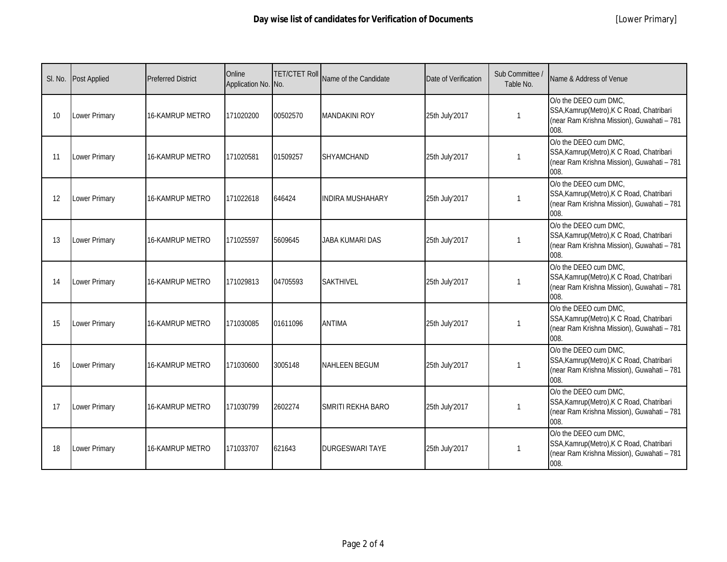**Day wise list of candidates for Verification of Documents** [Lower Primary]

| Sl. No. | Post Applied | Preferred District | Online Application No. | TET/CTET Roll No. | Name of the Candidate | Date of Verification | Sub Committee / Table No. | Name & Address of Venue |
|---|---|---|---|---|---|---|---|---|
| 10 | Lower Primary | 16-KAMRUP METRO | 171020200 | 00502570 | MANDAKINI ROY | 25th July'2017 | 1 | O/o the DEEO cum DMC, SSA,Kamrup(Metro),K C Road, Chatribari (near Ram Krishna Mission), Guwahati – 781 008. |
| 11 | Lower Primary | 16-KAMRUP METRO | 171020581 | 01509257 | SHYAMCHAND | 25th July'2017 | 1 | O/o the DEEO cum DMC, SSA,Kamrup(Metro),K C Road, Chatribari (near Ram Krishna Mission), Guwahati – 781 008. |
| 12 | Lower Primary | 16-KAMRUP METRO | 171022618 | 646424 | INDIRA MUSHAHARY | 25th July'2017 | 1 | O/o the DEEO cum DMC, SSA,Kamrup(Metro),K C Road, Chatribari (near Ram Krishna Mission), Guwahati – 781 008. |
| 13 | Lower Primary | 16-KAMRUP METRO | 171025597 | 5609645 | JABA KUMARI DAS | 25th July'2017 | 1 | O/o the DEEO cum DMC, SSA,Kamrup(Metro),K C Road, Chatribari (near Ram Krishna Mission), Guwahati – 781 008. |
| 14 | Lower Primary | 16-KAMRUP METRO | 171029813 | 04705593 | SAKTHIVEL | 25th July'2017 | 1 | O/o the DEEO cum DMC, SSA,Kamrup(Metro),K C Road, Chatribari (near Ram Krishna Mission), Guwahati – 781 008. |
| 15 | Lower Primary | 16-KAMRUP METRO | 171030085 | 01611096 | ANTIMA | 25th July'2017 | 1 | O/o the DEEO cum DMC, SSA,Kamrup(Metro),K C Road, Chatribari (near Ram Krishna Mission), Guwahati – 781 008. |
| 16 | Lower Primary | 16-KAMRUP METRO | 171030600 | 3005148 | NAHLEEN BEGUM | 25th July'2017 | 1 | O/o the DEEO cum DMC, SSA,Kamrup(Metro),K C Road, Chatribari (near Ram Krishna Mission), Guwahati – 781 008. |
| 17 | Lower Primary | 16-KAMRUP METRO | 171030799 | 2602274 | SMRITI REKHA BARO | 25th July'2017 | 1 | O/o the DEEO cum DMC, SSA,Kamrup(Metro),K C Road, Chatribari (near Ram Krishna Mission), Guwahati – 781 008. |
| 18 | Lower Primary | 16-KAMRUP METRO | 171033707 | 621643 | DURGESWARI TAYE | 25th July'2017 | 1 | O/o the DEEO cum DMC, SSA,Kamrup(Metro),K C Road, Chatribari (near Ram Krishna Mission), Guwahati – 781 008. |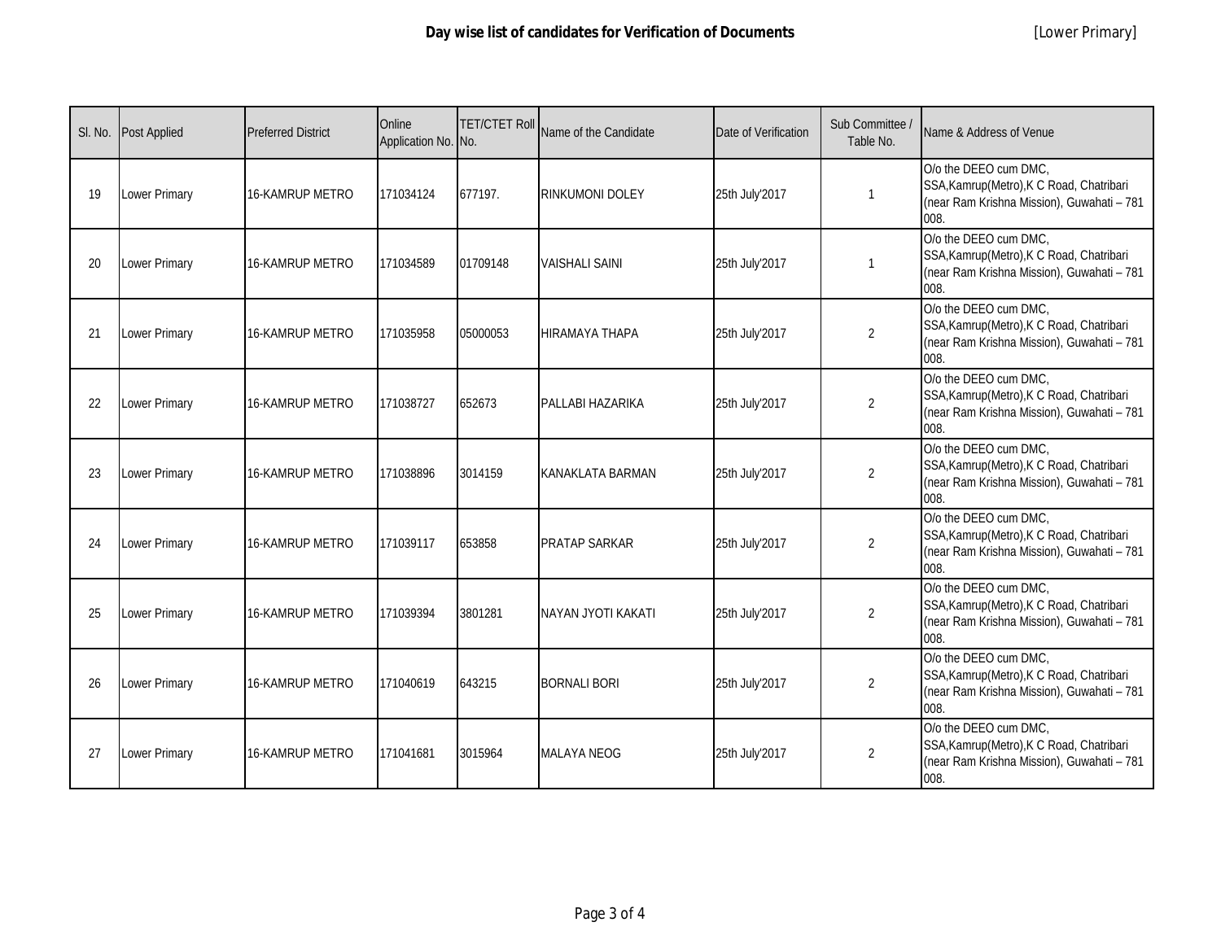**Day wise list of candidates for Verification of Documents** [Lower Primary]

| Sl. No. | Post Applied | Preferred District | Online Application No. | TET/CTET Roll No. | Name of the Candidate | Date of Verification | Sub Committee / Table No. | Name & Address of Venue |
|---|---|---|---|---|---|---|---|---|
| 19 | Lower Primary | 16-KAMRUP METRO | 171034124 | 677197. | RINKUMONI DOLEY | 25th July'2017 | 1 | O/o the DEEO cum DMC, SSA,Kamrup(Metro),K C Road, Chatribari (near Ram Krishna Mission), Guwahati – 781 008. |
| 20 | Lower Primary | 16-KAMRUP METRO | 171034589 | 01709148 | VAISHALI SAINI | 25th July'2017 | 1 | O/o the DEEO cum DMC, SSA,Kamrup(Metro),K C Road, Chatribari (near Ram Krishna Mission), Guwahati – 781 008. |
| 21 | Lower Primary | 16-KAMRUP METRO | 171035958 | 05000053 | HIRAMAYA THAPA | 25th July'2017 | 2 | O/o the DEEO cum DMC, SSA,Kamrup(Metro),K C Road, Chatribari (near Ram Krishna Mission), Guwahati – 781 008. |
| 22 | Lower Primary | 16-KAMRUP METRO | 171038727 | 652673 | PALLABI HAZARIKA | 25th July'2017 | 2 | O/o the DEEO cum DMC, SSA,Kamrup(Metro),K C Road, Chatribari (near Ram Krishna Mission), Guwahati – 781 008. |
| 23 | Lower Primary | 16-KAMRUP METRO | 171038896 | 3014159 | KANAKLATA BARMAN | 25th July'2017 | 2 | O/o the DEEO cum DMC, SSA,Kamrup(Metro),K C Road, Chatribari (near Ram Krishna Mission), Guwahati – 781 008. |
| 24 | Lower Primary | 16-KAMRUP METRO | 171039117 | 653858 | PRATAP SARKAR | 25th July'2017 | 2 | O/o the DEEO cum DMC, SSA,Kamrup(Metro),K C Road, Chatribari (near Ram Krishna Mission), Guwahati – 781 008. |
| 25 | Lower Primary | 16-KAMRUP METRO | 171039394 | 3801281 | NAYAN JYOTI KAKATI | 25th July'2017 | 2 | O/o the DEEO cum DMC, SSA,Kamrup(Metro),K C Road, Chatribari (near Ram Krishna Mission), Guwahati – 781 008. |
| 26 | Lower Primary | 16-KAMRUP METRO | 171040619 | 643215 | BORNALI BORI | 25th July'2017 | 2 | O/o the DEEO cum DMC, SSA,Kamrup(Metro),K C Road, Chatribari (near Ram Krishna Mission), Guwahati – 781 008. |
| 27 | Lower Primary | 16-KAMRUP METRO | 171041681 | 3015964 | MALAYA NEOG | 25th July'2017 | 2 | O/o the DEEO cum DMC, SSA,Kamrup(Metro),K C Road, Chatribari (near Ram Krishna Mission), Guwahati – 781 008. |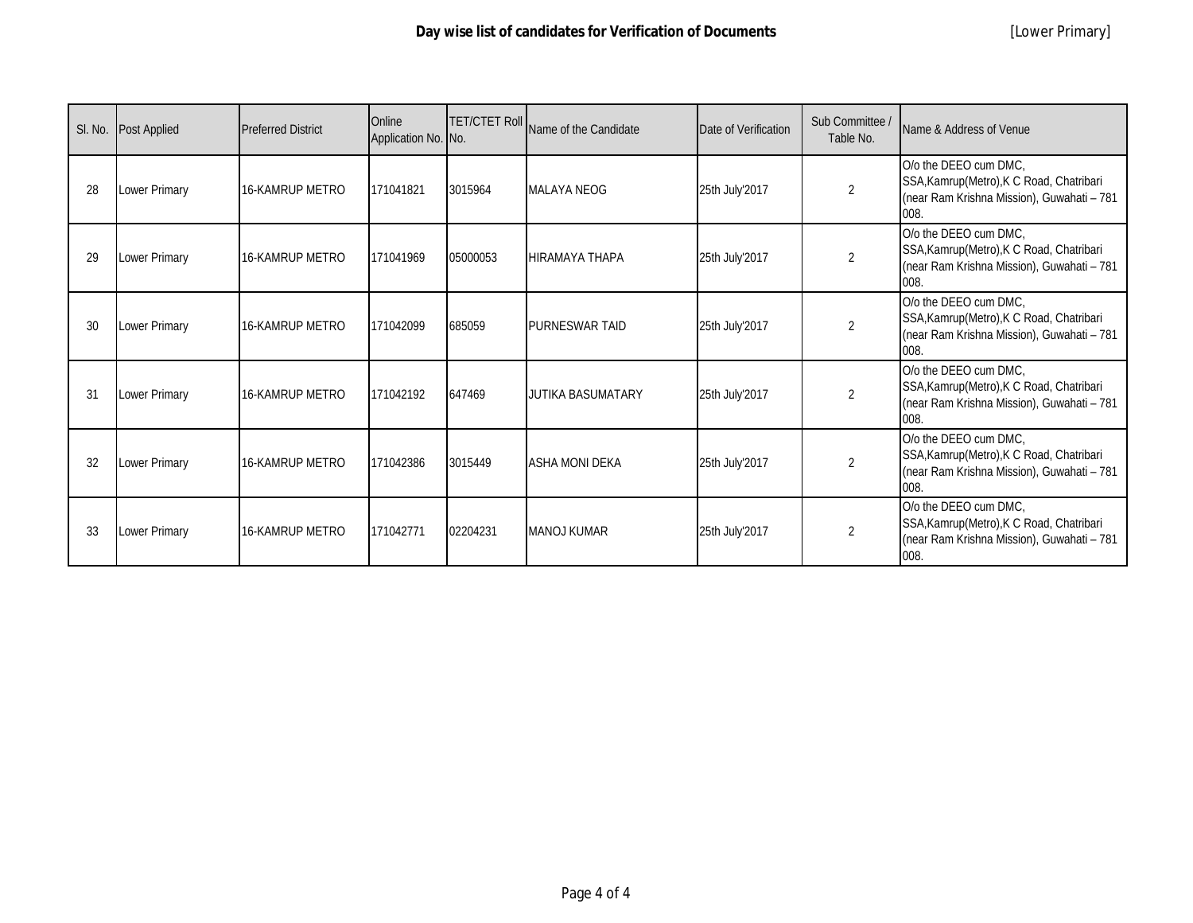**Day wise list of candidates for Verification of Documents** [Lower Primary]

| Sl. No. | Post Applied | Preferred District | Online Application No. | TET/CTET Roll No. | Name of the Candidate | Date of Verification | Sub Committee / Table No. | Name & Address of Venue |
|---|---|---|---|---|---|---|---|---|
| 28 | Lower Primary | 16-KAMRUP METRO | 171041821 | 3015964 | MALAYA NEOG | 25th July'2017 | 2 | O/o the DEEO cum DMC, SSA,Kamrup(Metro),K C Road, Chatribari (near Ram Krishna Mission), Guwahati – 781 008. |
| 29 | Lower Primary | 16-KAMRUP METRO | 171041969 | 05000053 | HIRAMAYA THAPA | 25th July'2017 | 2 | O/o the DEEO cum DMC, SSA,Kamrup(Metro),K C Road, Chatribari (near Ram Krishna Mission), Guwahati – 781 008. |
| 30 | Lower Primary | 16-KAMRUP METRO | 171042099 | 685059 | PURNESWAR TAID | 25th July'2017 | 2 | O/o the DEEO cum DMC, SSA,Kamrup(Metro),K C Road, Chatribari (near Ram Krishna Mission), Guwahati – 781 008. |
| 31 | Lower Primary | 16-KAMRUP METRO | 171042192 | 647469 | JUTIKA BASUMATARY | 25th July'2017 | 2 | O/o the DEEO cum DMC, SSA,Kamrup(Metro),K C Road, Chatribari (near Ram Krishna Mission), Guwahati – 781 008. |
| 32 | Lower Primary | 16-KAMRUP METRO | 171042386 | 3015449 | ASHA MONI DEKA | 25th July'2017 | 2 | O/o the DEEO cum DMC, SSA,Kamrup(Metro),K C Road, Chatribari (near Ram Krishna Mission), Guwahati – 781 008. |
| 33 | Lower Primary | 16-KAMRUP METRO | 171042771 | 02204231 | MANOJ KUMAR | 25th July'2017 | 2 | O/o the DEEO cum DMC, SSA,Kamrup(Metro),K C Road, Chatribari (near Ram Krishna Mission), Guwahati – 781 008. |